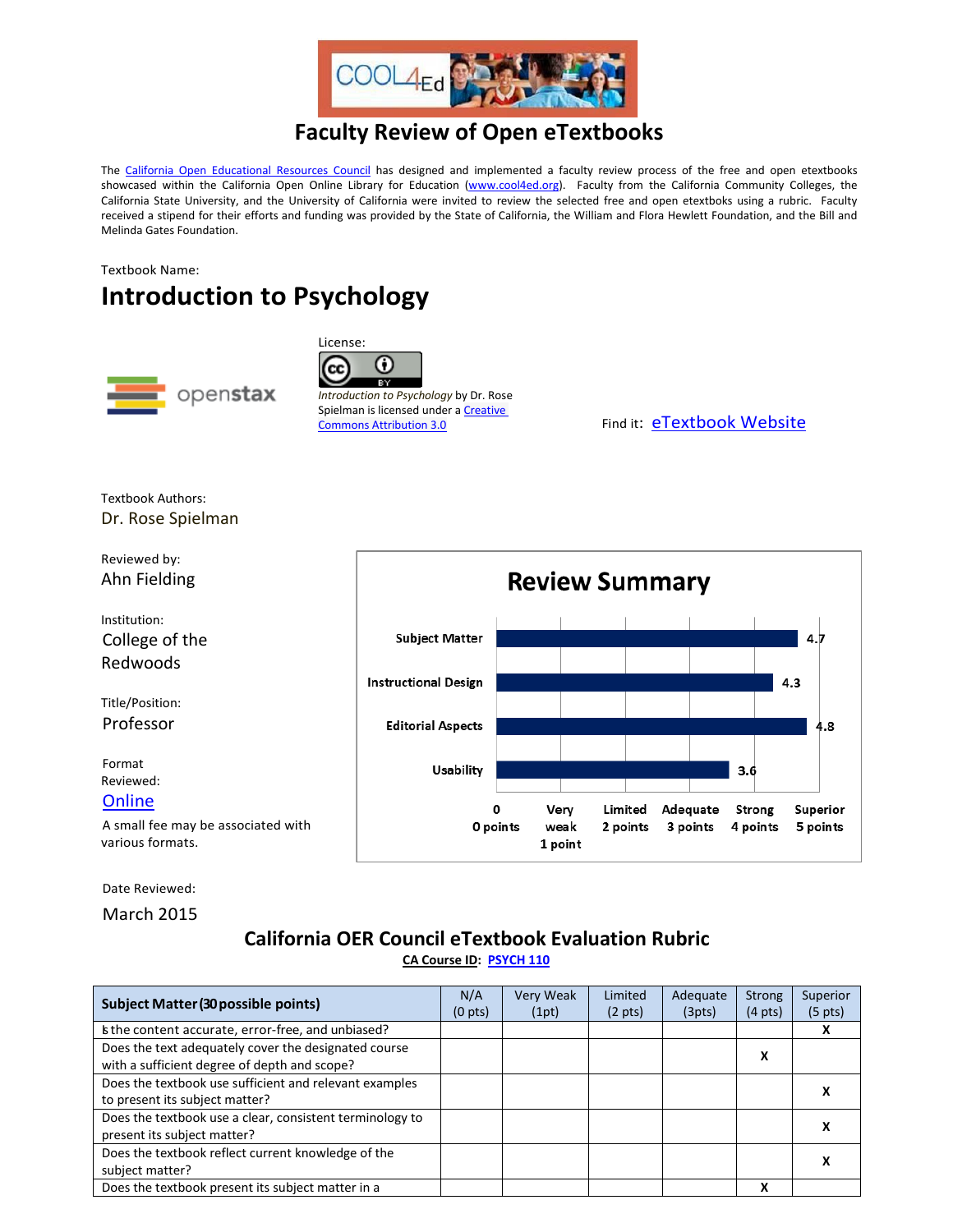# Faculty Review of Open eTextbooks

The California Open Educational Resources Council has designed and implemented a faculty review process of the free and open etextbooks showcased within the California Open Online Library for Education (www.cool4ed.org). Faculty from the California Community Colleges, the California State University, and the University of California were invited to review the selected free and open etextboks using a rubric. Faculty received a stipend for their efforts and funding was provided by the State of California, the William and Flora Hewlett Foundation, and the Bill and Melinda Gates Foundation.

Textbook Name:

## Introduction to Psychology

License:

*Introduction to Psychology* by Dr. Rose Spielman is licensed under a Creative Commons Attribution 3.0

Find it: eTextbook Website

Textbook Authors:
Dr. Rose Spielman

Reviewed by:
Ahn Fielding

Institution:
College of the Redwoods

Title/Position:
Professor

Format Reviewed:
Online

A small fee may be associated with various formats.

Date Reviewed:
March 2015

### Review Summary

| Category | Score |
| --- | --- |
| Subject Matter | 4.7 |
| Instructional Design | 4.3 |
| Editorial Aspects | 4.8 |
| Usability | 3.6 |

Scale: 0 (0 points), Very weak (1 point), Limited (2 points), Adequate (3 points), Strong (4 points), Superior (5 points)

## California OER Council eTextbook Evaluation Rubric

CA Course ID: PSYCH 110

| Subject Matter (30 possible points) | N/A (0 pts) | Very Weak (1pt) | Limited (2 pts) | Adequate (3pts) | Strong (4 pts) | Superior (5 pts) |
| --- | --- | --- | --- | --- | --- | --- |
| Is the content accurate, error-free, and unbiased? | | | | | | X |
| Does the text adequately cover the designated course with a sufficient degree of depth and scope? | | | | | X | |
| Does the textbook use sufficient and relevant examples to present its subject matter? | | | | | | X |
| Does the textbook use a clear, consistent terminology to present its subject matter? | | | | | | X |
| Does the textbook reflect current knowledge of the subject matter? | | | | | | X |
| Does the textbook present its subject matter in a | | | | | X | |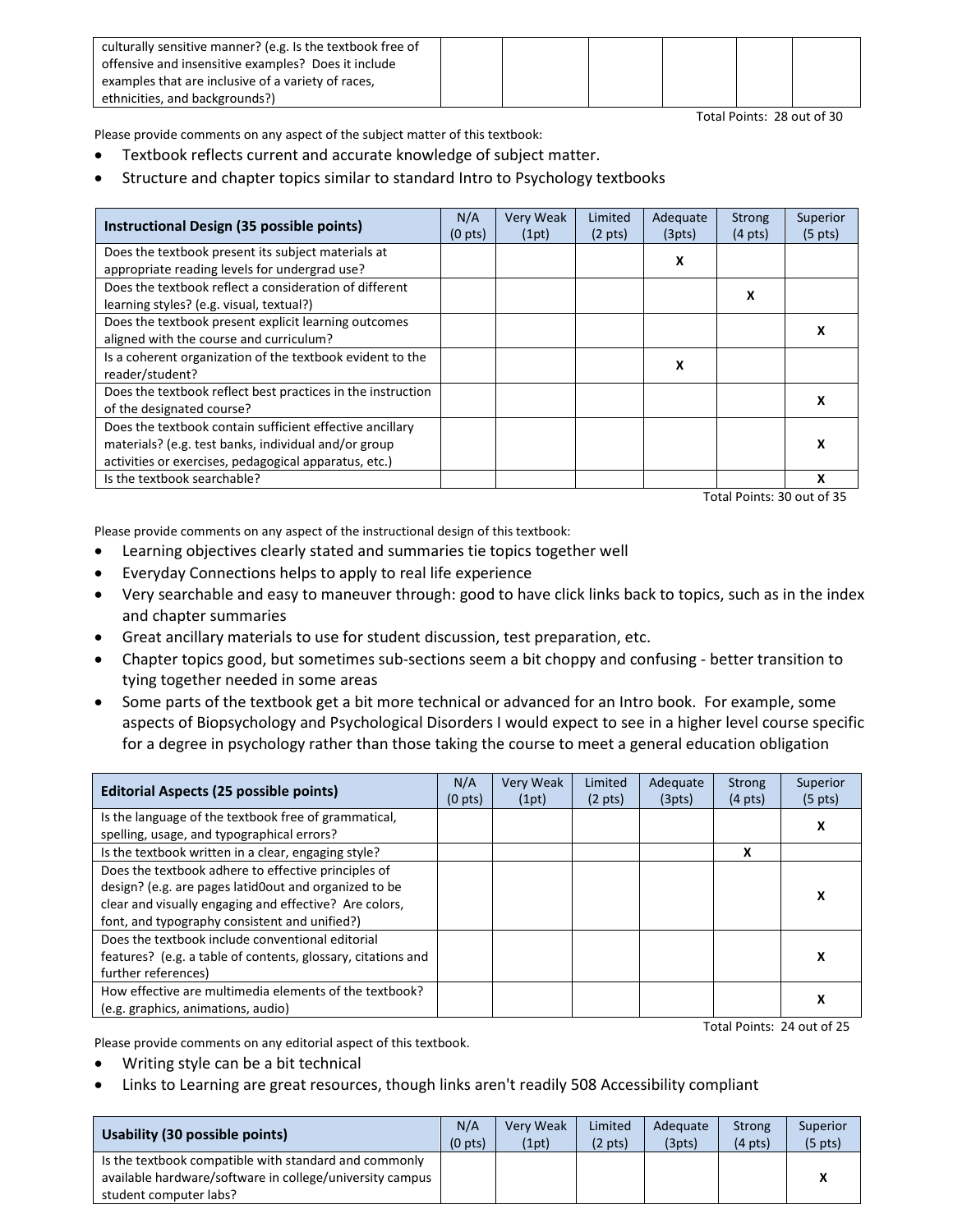| | | | | | |
|---|---|---|---|---|---|
| culturally sensitive manner? (e.g. Is the textbook free of offensive and insensitive examples? Does it include examples that are inclusive of a variety of races, ethnicities, and backgrounds?) | | | | | |

Total Points: 28 out of 30

Please provide comments on any aspect of the subject matter of this textbook:

- Textbook reflects current and accurate knowledge of subject matter.
- Structure and chapter topics similar to standard Intro to Psychology textbooks

| **Instructional Design (35 possible points)** | N/A (0 pts) | Very Weak (1pt) | Limited (2 pts) | Adequate (3pts) | Strong (4 pts) | Superior (5 pts) |
|---|---|---|---|---|---|---|
| Does the textbook present its subject materials at appropriate reading levels for undergrad use? | | | | X | | |
| Does the textbook reflect a consideration of different learning styles? (e.g. visual, textual?) | | | | | X | |
| Does the textbook present explicit learning outcomes aligned with the course and curriculum? | | | | | | X |
| Is a coherent organization of the textbook evident to the reader/student? | | | | X | | |
| Does the textbook reflect best practices in the instruction of the designated course? | | | | | | X |
| Does the textbook contain sufficient effective ancillary materials? (e.g. test banks, individual and/or group activities or exercises, pedagogical apparatus, etc.) | | | | | | X |
| Is the textbook searchable? | | | | | | X |

Total Points: 30 out of 35

Please provide comments on any aspect of the instructional design of this textbook:

- Learning objectives clearly stated and summaries tie topics together well
- Everyday Connections helps to apply to real life experience
- Very searchable and easy to maneuver through: good to have click links back to topics, such as in the index and chapter summaries
- Great ancillary materials to use for student discussion, test preparation, etc.
- Chapter topics good, but sometimes sub-sections seem a bit choppy and confusing - better transition to tying together needed in some areas
- Some parts of the textbook get a bit more technical or advanced for an Intro book. For example, some aspects of Biopsychology and Psychological Disorders I would expect to see in a higher level course specific for a degree in psychology rather than those taking the course to meet a general education obligation

| **Editorial Aspects (25 possible points)** | N/A (0 pts) | Very Weak (1pt) | Limited (2 pts) | Adequate (3pts) | Strong (4 pts) | Superior (5 pts) |
|---|---|---|---|---|---|---|
| Is the language of the textbook free of grammatical, spelling, usage, and typographical errors? | | | | | | X |
| Is the textbook written in a clear, engaging style? | | | | | X | |
| Does the textbook adhere to effective principles of design? (e.g. are pages latid0out and organized to be clear and visually engaging and effective? Are colors, font, and typography consistent and unified?) | | | | | | X |
| Does the textbook include conventional editorial features? (e.g. a table of contents, glossary, citations and further references) | | | | | | X |
| How effective are multimedia elements of the textbook? (e.g. graphics, animations, audio) | | | | | | X |

Total Points: 24 out of 25

Please provide comments on any editorial aspect of this textbook.

- Writing style can be a bit technical
- Links to Learning are great resources, though links aren't readily 508 Accessibility compliant

| **Usability (30 possible points)** | N/A (0 pts) | Very Weak (1pt) | Limited (2 pts) | Adequate (3pts) | Strong (4 pts) | Superior (5 pts) |
|---|---|---|---|---|---|---|
| Is the textbook compatible with standard and commonly available hardware/software in college/university campus student computer labs? | | | | | | X |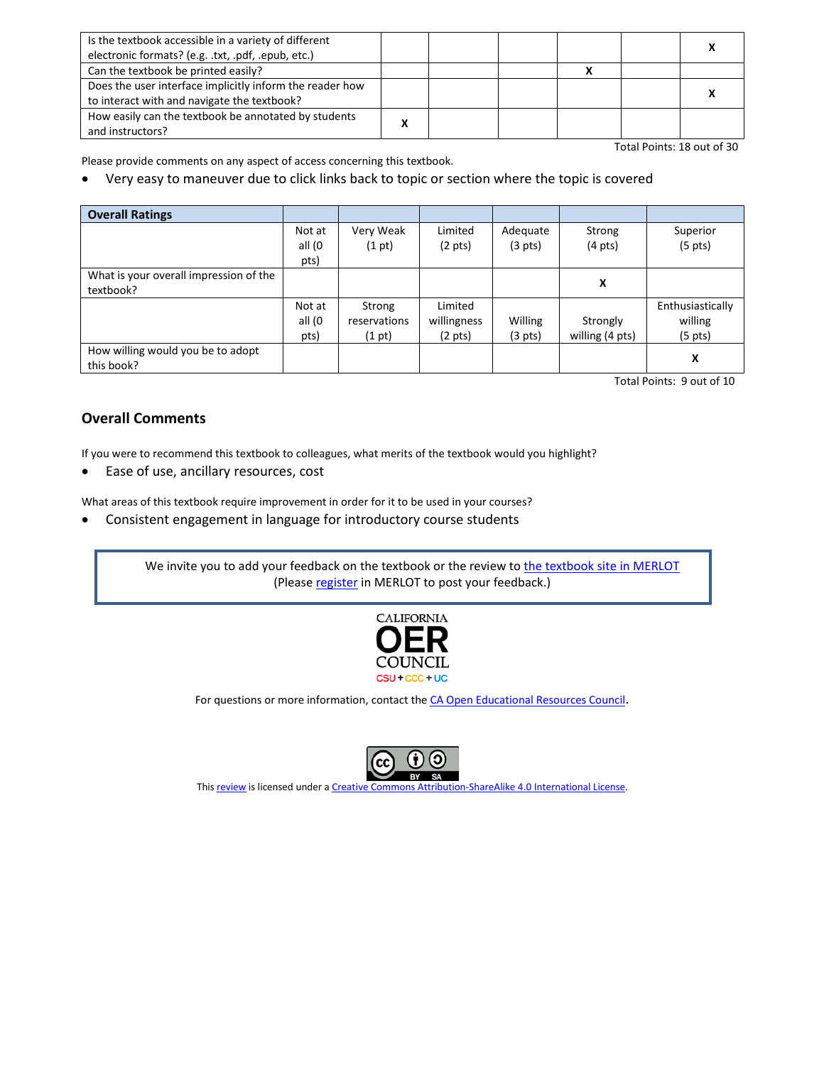| | | | | | | |
|---|---|---|---|---|---|---|
| Is the textbook accessible in a variety of different electronic formats? (e.g. .txt, .pdf, .epub, etc.) | | | | | | X |
| Can the textbook be printed easily? | | | | X | | |
| Does the user interface implicitly inform the reader how to interact with and navigate the textbook? | | | | | | X |
| How easily can the textbook be annotated by students and instructors? | X | | | | | |

Total Points: 18 out of 30

Please provide comments on any aspect of access concerning this textbook.

- Very easy to maneuver due to click links back to topic or section where the topic is covered

| **Overall Ratings** | | | | | | |
|---|---|---|---|---|---|---|
| | Not at all (0 pts) | Very Weak (1 pt) | Limited (2 pts) | Adequate (3 pts) | Strong (4 pts) | Superior (5 pts) |
| What is your overall impression of the textbook? | | | | | X | |
| | Not at all (0 pts) | Strong reservations (1 pt) | Limited willingness (2 pts) | Willing (3 pts) | Strongly willing (4 pts) | Enthusiastically willing (5 pts) |
| How willing would you be to adopt this book? | | | | | | X |

Total Points: 9 out of 10

## Overall Comments

If you were to recommend this textbook to colleagues, what merits of the textbook would you highlight?

- Ease of use, ancillary resources, cost

What areas of this textbook require improvement in order for it to be used in your courses?

- Consistent engagement in language for introductory course students

We invite you to add your feedback on the textbook or the review to the textbook site in MERLOT (Please register in MERLOT to post your feedback.)

CALIFORNIA OER COUNCIL CSU + CCC + UC

For questions or more information, contact the CA Open Educational Resources Council.

This review is licensed under a Creative Commons Attribution-ShareAlike 4.0 International License.